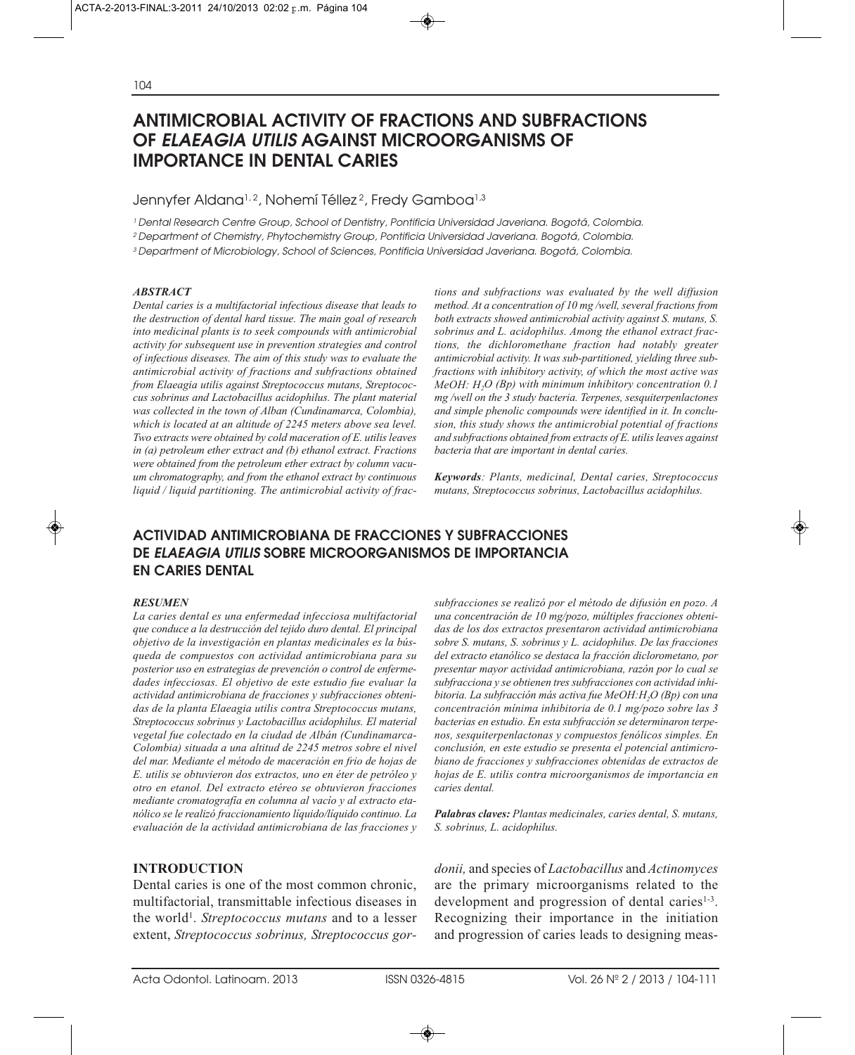# ANTIMICROBIAL ACTIVITY OF FRACTIONS AND SUBFRACTIONS OF *ELAEAGIA UTILIS* AGAINST MICROORGANISMS OF IMPORTANCE IN DENTAL CARIES

Jennyfer Aldana[1,2], Nohemí Téllez[2], Fredy Gamboa[1,3]

[1] Dental Research Centre Group, School of Dentistry, Pontificia Universidad Javeriana. Bogotá, Colombia.

[2] Department of Chemistry, Phytochemistry Group, Pontificia Universidad Javeriana. Bogotá, Colombia.

[3] Department of Microbiology, School of Sciences, Pontificia Universidad Javeriana. Bogotá, Colombia.

### ABSTRACT

*Dental caries is a multifactorial infectious disease that leads to the destruction of dental hard tissue. The main goal of research into medicinal plants is to seek compounds with antimicrobial activity for subsequent use in prevention strategies and control of infectious diseases. The aim of this study was to evaluate the antimicrobial activity of fractions and subfractions obtained from Elaeagia utilis against Streptococcus mutans, Streptococcus sobrinus and Lactobacillus acidophilus. The plant material was collected in the town of Alban (Cundinamarca, Colombia), which is located at an altitude of 2245 meters above sea level. Two extracts were obtained by cold maceration of E. utilis leaves in (a) petroleum ether extract and (b) ethanol extract. Fractions were obtained from the petroleum ether extract by column vacuum chromatography, and from the ethanol extract by continuous liquid / liquid partitioning. The antimicrobial activity of fractions and subfractions was evaluated by the well diffusion method. At a concentration of 10 mg /well, several fractions from both extracts showed antimicrobial activity against S. mutans, S. sobrinus and L. acidophilus. Among the ethanol extract fractions, the dichloromethane fraction had notably greater antimicrobial activity. It was sub-partitioned, yielding three subfractions with inhibitory activity, of which the most active was MeOH: $H_2O$ (Bp) with minimum inhibitory concentration 0.1 mg /well on the 3 study bacteria. Terpenes, sesquiterpenlactones and simple phenolic compounds were identified in it. In conclusion, this study shows the antimicrobial potential of fractions and subfractions obtained from extracts of E. utilis leaves against bacteria that are important in dental caries.*

***Keywords****: Plants, medicinal, Dental caries, Streptococcus mutans, Streptococcus sobrinus, Lactobacillus acidophilus.*

## ACTIVIDAD ANTIMICROBIANA DE FRACCIONES Y SUBFRACCIONES DE *ELAEAGIA UTILIS* SOBRE MICROORGANISMOS DE IMPORTANCIA EN CARIES DENTAL

### RESUMEN

*La caries dental es una enfermedad infecciosa multifactorial que conduce a la destrucción del tejido duro dental. El principal objetivo de la investigación en plantas medicinales es la búsqueda de compuestos con actividad antimicrobiana para su posterior uso en estrategias de prevención o control de enfermedades infecciosas. El objetivo de este estudio fue evaluar la actividad antimicrobiana de fracciones y subfracciones obtenidas de la planta Elaeagia utilis contra Streptococcus mutans, Streptococcus sobrinus y Lactobacillus acidophilus. El material vegetal fue colectado en la ciudad de Albán (Cundinamarca-Colombia) situada a una altitud de 2245 metros sobre el nivel del mar. Mediante el método de maceración en frío de hojas de E. utilis se obtuvieron dos extractos, uno en éter de petróleo y otro en etanol. Del extracto etéreo se obtuvieron fracciones mediante cromatografía en columna al vacío y al extracto etanólico se le realizó fraccionamiento líquido/líquido continuo. La evaluación de la actividad antimicrobiana de las fracciones y subfracciones se realizó por el método de difusión en pozo. A una concentración de 10 mg/pozo, múltiples fracciones obtenidas de los dos extractos presentaron actividad antimicrobiana sobre S. mutans, S. sobrinus y L. acidophilus. De las fracciones del extracto etanólico se destaca la fracción diclorometano, por presentar mayor actividad antimicrobiana, razón por lo cual se subfracciona y se obtienen tres subfracciones con actividad inhibitoria. La subfracción más activa fue MeOH:$H_2O$ (Bp) con una concentración mínima inhibitoria de 0.1 mg/pozo sobre las 3 bacterias en estudio. En esta subfracción se determinaron terpenos, sesquiterpenlactonas y compuestos fenólicos simples. En conclusión, en este estudio se presenta el potencial antimicrobiano de fracciones y subfracciones obtenidas de extractos de hojas de E. utilis contra microorganismos de importancia en caries dental.*

***Palabras claves:*** *Plantas medicinales, caries dental, S. mutans, S. sobrinus, L. acidophilus.*

### INTRODUCTION

Dental caries is one of the most common chronic, multifactorial, transmittable infectious diseases in the world[1]. *Streptococcus mutans* and to a lesser extent, *Streptococcus sobrinus, Streptococcus gordonii,* and species of *Lactobacillus* and *Actinomyces* are the primary microorganisms related to the development and progression of dental caries[1-3]. Recognizing their importance in the initiation and progression of caries leads to designing meas-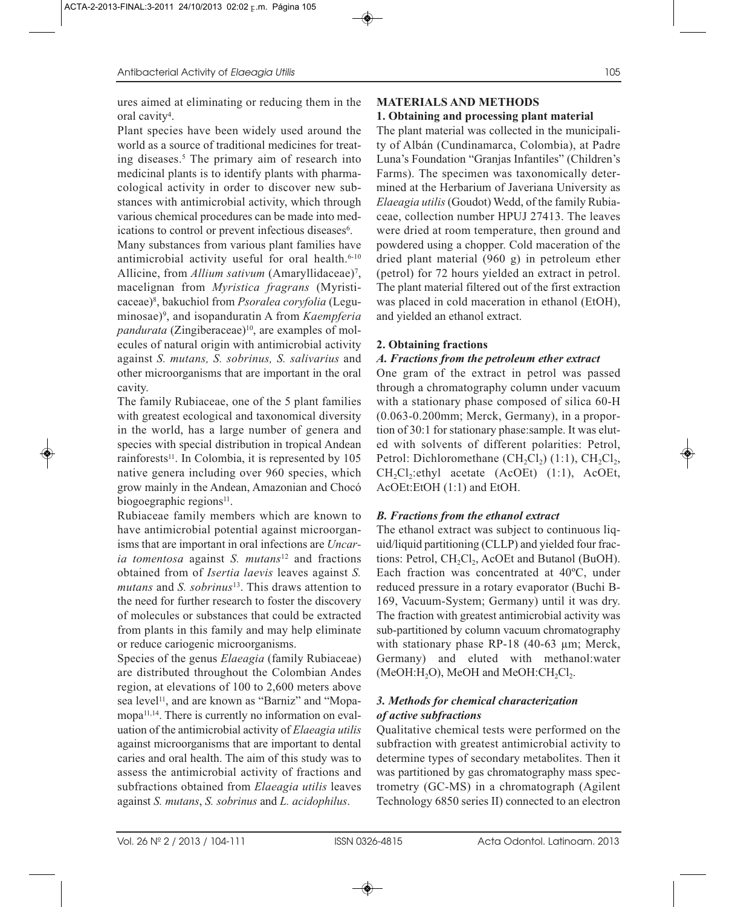ures aimed at eliminating or reducing them in the oral cavity[4].

Plant species have been widely used around the world as a source of traditional medicines for treating diseases.[5] The primary aim of research into medicinal plants is to identify plants with pharmacological activity in order to discover new substances with antimicrobial activity, which through various chemical procedures can be made into medications to control or prevent infectious diseases[6].

Many substances from various plant families have antimicrobial activity useful for oral health.[6-10] Allicine, from *Allium sativum* (Amaryllidaceae)[7], macelignan from *Myristica fragrans* (Myristicaceae)[8], bakuchiol from *Psoralea corylifolia* (Leguminosae)[9], and isopanduratin A from *Kaempferia pandurata* (Zingiberaceae)[10], are examples of molecules of natural origin with antimicrobial activity against *S. mutans, S. sobrinus, S. salivarius* and other microorganisms that are important in the oral cavity.

The family Rubiaceae, one of the 5 plant families with greatest ecological and taxonomical diversity in the world, has a large number of genera and species with special distribution in tropical Andean rainforests[11]. In Colombia, it is represented by 105 native genera including over 960 species, which grow mainly in the Andean, Amazonian and Chocó biogoegraphic regions[11].

Rubiaceae family members which are known to have antimicrobial potential against microorganisms that are important in oral infections are *Uncaria tomentosa* against *S. mutans*[12] and fractions obtained from of *Isertia laevis* leaves against *S. mutans* and *S. sobrinus*[13]. This draws attention to the need for further research to foster the discovery of molecules or substances that could be extracted from plants in this family and may help eliminate or reduce cariogenic microorganisms.

Species of the genus *Elaeagia* (family Rubiaceae) are distributed throughout the Colombian Andes region, at elevations of 100 to 2,600 meters above sea level[11], and are known as "Barniz" and "Mopamopa[11,14]. There is currently no information on evaluation of the antimicrobial activity of *Elaeagia utilis* against microorganisms that are important to dental caries and oral health. The aim of this study was to assess the antimicrobial activity of fractions and subfractions obtained from *Elaeagia utilis* leaves against *S. mutans*, *S. sobrinus* and *L. acidophilus*.

## MATERIALS AND METHODS

### 1. Obtaining and processing plant material

The plant material was collected in the municipality of Albán (Cundinamarca, Colombia), at Padre Luna's Foundation "Granjas Infantiles" (Children's Farms). The specimen was taxonomically determined at the Herbarium of Javeriana University as *Elaeagia utilis* (Goudot) Wedd, of the family Rubiaceae, collection number HPUJ 27413. The leaves were dried at room temperature, then ground and powdered using a chopper. Cold maceration of the dried plant material (960 g) in petroleum ether (petrol) for 72 hours yielded an extract in petrol. The plant material filtered out of the first extraction was placed in cold maceration in ethanol (EtOH), and yielded an ethanol extract.

### 2. Obtaining fractions

#### *A. Fractions from the petroleum ether extract*

One gram of the extract in petrol was passed through a chromatography column under vacuum with a stationary phase composed of silica 60-H (0.063-0.200mm; Merck, Germany), in a proportion of 30:1 for stationary phase:sample. It was eluted with solvents of different polarities: Petrol, Petrol: Dichloromethane ($CH_2Cl_2$) (1:1), $CH_2Cl_2$, $CH_2Cl_2$:ethyl acetate (AcOEt) (1:1), AcOEt, AcOEt:EtOH (1:1) and EtOH.

#### *B. Fractions from the ethanol extract*

The ethanol extract was subject to continuous liquid/liquid partitioning (CLLP) and yielded four fractions: Petrol, $CH_2Cl_2$, AcOEt and Butanol (BuOH). Each fraction was concentrated at 40ºC, under reduced pressure in a rotary evaporator (Buchi B-169, Vacuum-System; Germany) until it was dry. The fraction with greatest antimicrobial activity was sub-partitioned by column vacuum chromatography with stationary phase RP-18 (40-63 µm; Merck, Germany) and eluted with methanol:water (MeOH:$H_2O$), MeOH and MeOH:$CH_2Cl_2$.

### *3. Methods for chemical characterization of active subfractions*

Qualitative chemical tests were performed on the subfraction with greatest antimicrobial activity to determine types of secondary metabolites. Then it was partitioned by gas chromatography mass spectrometry (GC-MS) in a chromatograph (Agilent Technology 6850 series II) connected to an electron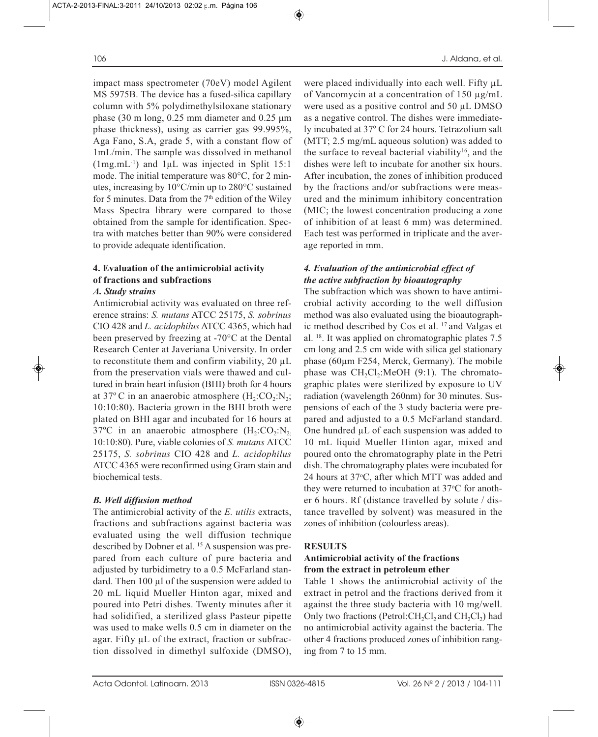impact mass spectrometer (70eV) model Agilent MS 5975B. The device has a fused-silica capillary column with 5% polydimethylsiloxane stationary phase (30 m long, 0.25 mm diameter and 0.25 μm phase thickness), using as carrier gas 99.995%, Aga Fano, S.A, grade 5, with a constant flow of 1mL/min. The sample was dissolved in methanol ($1 mg.mL^{-1}$) and 1μL was injected in Split 15:1 mode. The initial temperature was 80°C, for 2 minutes, increasing by 10°C/min up to 280°C sustained for 5 minutes. Data from the 7th edition of the Wiley Mass Spectra library were compared to those obtained from the sample for identification. Spectra with matches better than 90% were considered to provide adequate identification.

### 4. Evaluation of the antimicrobial activity of fractions and subfractions

#### *A. Study strains*

Antimicrobial activity was evaluated on three reference strains: *S. mutans* ATCC 25175, *S. sobrinus* CIO 428 and *L. acidophilus* ATCC 4365, which had been preserved by freezing at -70°C at the Dental Research Center at Javeriana University. In order to reconstitute them and confirm viability, 20 μL from the preservation vials were thawed and cultured in brain heart infusion (BHI) broth for 4 hours at 37º C in an anaerobic atmosphere ($H_2$:$CO_2$:$N_2$; 10:10:80). Bacteria grown in the BHI broth were plated on BHI agar and incubated for 16 hours at 37ºC in an anaerobic atmosphere ($H_2$:$CO_2$:$N_2$, 10:10:80). Pure, viable colonies of *S. mutans* ATCC 25175, *S. sobrinus* CIO 428 and *L. acidophilus* ATCC 4365 were reconfirmed using Gram stain and biochemical tests.

#### *B. Well diffusion method*

The antimicrobial activity of the *E. utilis* extracts, fractions and subfractions against bacteria was evaluated using the well diffusion technique described by Dobner et al. [15] A suspension was prepared from each culture of pure bacteria and adjusted by turbidimetry to a 0.5 McFarland standard. Then 100 μl of the suspension were added to 20 mL liquid Mueller Hinton agar, mixed and poured into Petri dishes. Twenty minutes after it had solidified, a sterilized glass Pasteur pipette was used to make wells 0.5 cm in diameter on the agar. Fifty μL of the extract, fraction or subfraction dissolved in dimethyl sulfoxide (DMSO), were placed individually into each well. Fifty μL of Vancomycin at a concentration of 150 μg/mL were used as a positive control and 50 μL DMSO as a negative control. The dishes were immediately incubated at 37º C for 24 hours. Tetrazolium salt (MTT; 2.5 mg/mL aqueous solution) was added to the surface to reveal bacterial viability[16], and the dishes were left to incubate for another six hours. After incubation, the zones of inhibition produced by the fractions and/or subfractions were measured and the minimum inhibitory concentration (MIC; the lowest concentration producing a zone of inhibition of at least 6 mm) was determined. Each test was performed in triplicate and the average reported in mm.

### *4. Evaluation of the antimicrobial effect of the active subfraction by bioautography*

The subfraction which was shown to have antimicrobial activity according to the well diffusion method was also evaluated using the bioautographic method described by Cos et al. [17] and Valgas et al. [18]. It was applied on chromatographic plates 7.5 cm long and 2.5 cm wide with silica gel stationary phase (60μm F254, Merck, Germany). The mobile phase was $CH_2Cl_2$:MeOH (9:1). The chromatographic plates were sterilized by exposure to UV radiation (wavelength 260nm) for 30 minutes. Suspensions of each of the 3 study bacteria were prepared and adjusted to a 0.5 McFarland standard. One hundred μL of each suspension was added to 10 mL liquid Mueller Hinton agar, mixed and poured onto the chromatography plate in the Petri dish. The chromatography plates were incubated for 24 hours at 37ºC, after which MTT was added and they were returned to incubation at 37ºC for another 6 hours. Rf (distance travelled by solute / distance travelled by solvent) was measured in the zones of inhibition (colourless areas).

## RESULTS

### Antimicrobial activity of the fractions from the extract in petroleum ether

Table 1 shows the antimicrobial activity of the extract in petrol and the fractions derived from it against the three study bacteria with 10 mg/well. Only two fractions (Petrol:$CH_2Cl_2$ and $CH_2Cl_2$) had no antimicrobial activity against the bacteria. The other 4 fractions produced zones of inhibition ranging from 7 to 15 mm.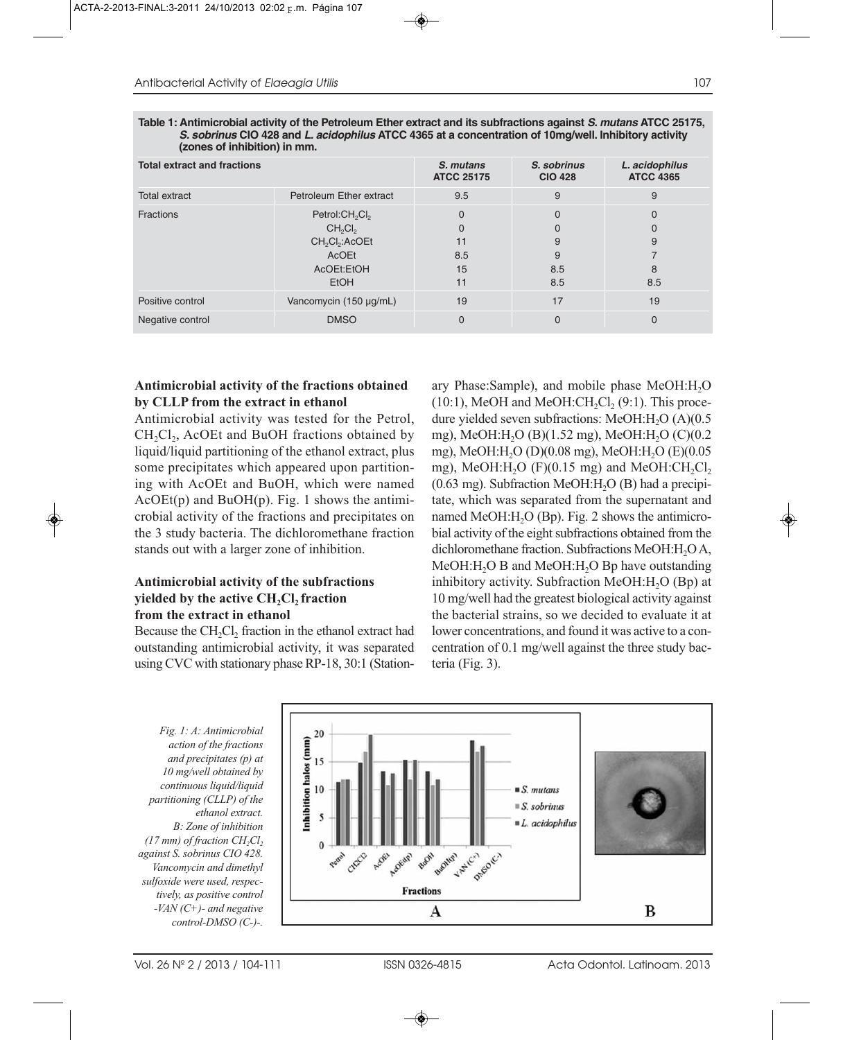**Table 1: Antimicrobial activity of the Petroleum Ether extract and its subfractions against *S. mutans* ATCC 25175, *S. sobrinus* CIO 428 and *L. acidophilus* ATCC 4365 at a concentration of 10mg/well. Inhibitory activity (zones of inhibition) in mm.**

| Total extract and fractions | | *S. mutans* ATCC 25175 | *S. sobrinus* CIO 428 | *L. acidophilus* ATCC 4365 |
|---|---|---|---|---|
| Total extract | Petroleum Ether extract | 9.5 | 9 | 9 |
| Fractions | Petrol:$CH_2Cl_2$ | 0 | 0 | 0 |
| | $CH_2Cl_2$ | 0 | 0 | 0 |
| | $CH_2Cl_2$:AcOEt | 11 | 9 | 9 |
| | AcOEt | 8.5 | 9 | 7 |
| | AcOEt:EtOH | 15 | 8.5 | 8 |
| | EtOH | 11 | 8.5 | 8.5 |
| Positive control | Vancomycin (150 µg/mL) | 19 | 17 | 19 |
| Negative control | DMSO | 0 | 0 | 0 |

### Antimicrobial activity of the fractions obtained by CLLP from the extract in ethanol

Antimicrobial activity was tested for the Petrol, $CH_2Cl_2$, AcOEt and BuOH fractions obtained by liquid/liquid partitioning of the ethanol extract, plus some precipitates which appeared upon partitioning with AcOEt and BuOH, which were named AcOEt(p) and BuOH(p). Fig. 1 shows the antimicrobial activity of the fractions and precipitates on the 3 study bacteria. The dichloromethane fraction stands out with a larger zone of inhibition.

### Antimicrobial activity of the subfractions yielded by the active $CH_2Cl_2$ fraction from the extract in ethanol

Because the $CH_2Cl_2$ fraction in the ethanol extract had outstanding antimicrobial activity, it was separated using CVC with stationary phase RP-18, 30:1 (Stationary Phase:Sample), and mobile phase MeOH:$H_2O$ (10:1), MeOH and MeOH:$CH_2Cl_2$ (9:1). This procedure yielded seven subfractions: MeOH:$H_2O$ (A)(0.5 mg), MeOH:$H_2O$ (B)(1.52 mg), MeOH:$H_2O$ (C)(0.2 mg), MeOH:$H_2O$ (D)(0.08 mg), MeOH:$H_2O$ (E)(0.05 mg), MeOH:$H_2O$ (F)(0.15 mg) and MeOH:$CH_2Cl_2$ (0.63 mg). Subfraction MeOH:$H_2O$ (B) had a precipitate, which was separated from the supernatant and named MeOH:$H_2O$ (Bp). Fig. 2 shows the antimicrobial activity of the eight subfractions obtained from the dichloromethane fraction. Subfractions MeOH:$H_2O$ A, MeOH:$H_2O$ B and MeOH:$H_2O$ Bp have outstanding inhibitory activity. Subfraction MeOH:$H_2O$ (Bp) at 10 mg/well had the greatest biological activity against the bacterial strains, so we decided to evaluate it at lower concentrations, and found it was active to a concentration of 0.1 mg/well against the three study bacteria (Fig. 3).

*Fig. 1: A: Antimicrobial action of the fractions and precipitates (p) at 10 mg/well obtained by continuous liquid/liquid partitioning (CLLP) of the ethanol extract. B: Zone of inhibition (17 mm) of fraction $CH_2Cl_2$ against S. sobrinus CIO 428. Vancomycin and dimethyl sulfoxide were used, respectively, as positive control -VAN (C+)- and negative control-DMSO (C-)-.*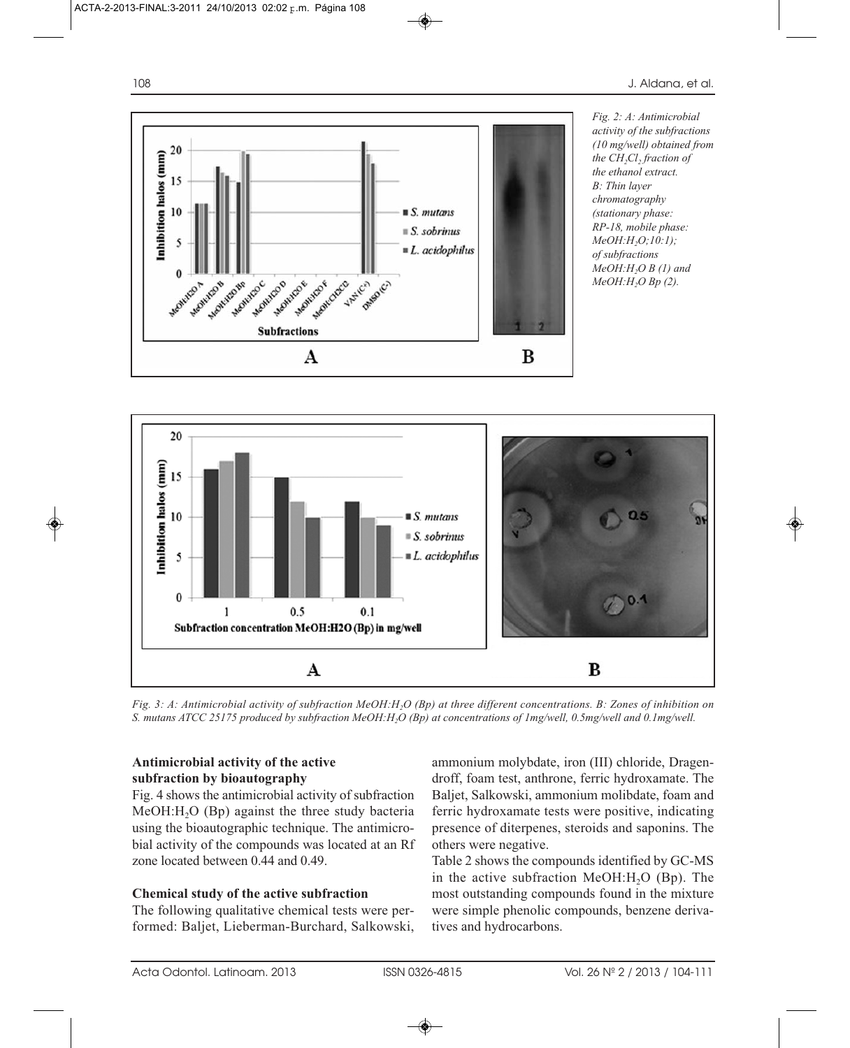*Fig. 2: A: Antimicrobial activity of the subfractions (10 mg/well) obtained from the $CH_2Cl_2$ fraction of the ethanol extract. B: Thin layer chromatography (stationary phase: RP-18, mobile phase: $MeOH:H_2O;10:1$); of subfractions $MeOH:H_2O$ B (1) and $MeOH:H_2O$ Bp (2).*

*Fig. 3: A: Antimicrobial activity of subfraction $MeOH:H_2O$ (Bp) at three different concentrations. B: Zones of inhibition on S. mutans ATCC 25175 produced by subfraction $MeOH:H_2O$ (Bp) at concentrations of 1mg/well, 0.5mg/well and 0.1mg/well.*

### Antimicrobial activity of the active subfraction by bioautography

Fig. 4 shows the antimicrobial activity of subfraction $MeOH:H_2O$ (Bp) against the three study bacteria using the bioautographic technique. The antimicrobial activity of the compounds was located at an Rf zone located between 0.44 and 0.49.

### Chemical study of the active subfraction

The following qualitative chemical tests were performed: Baljet, Lieberman-Burchard, Salkowski, ammonium molybdate, iron (III) chloride, Dragendroff, foam test, anthrone, ferric hydroxamate. The Baljet, Salkowski, ammonium molibdate, foam and ferric hydroxamate tests were positive, indicating presence of diterpenes, steroids and saponins. The others were negative.

Table 2 shows the compounds identified by GC-MS in the active subfraction $MeOH:H_2O$ (Bp). The most outstanding compounds found in the mixture were simple phenolic compounds, benzene derivatives and hydrocarbons.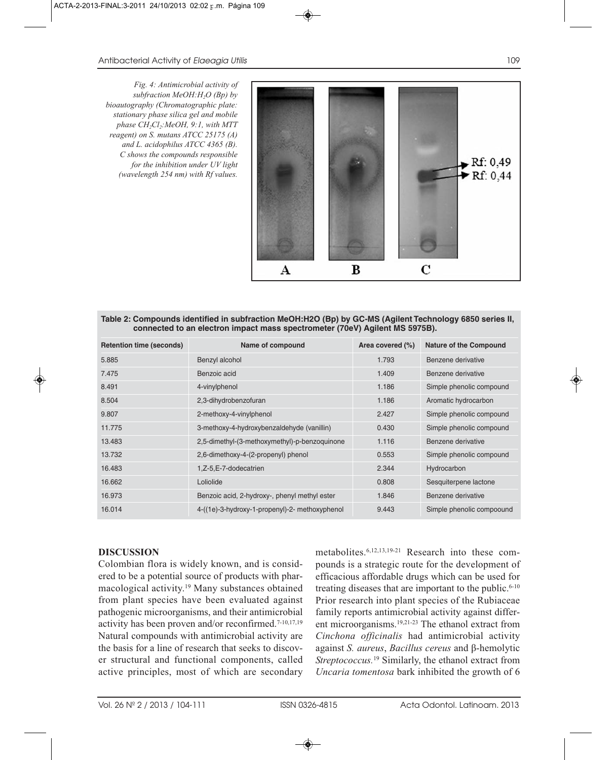*Fig. 4: Antimicrobial activity of subfraction MeOH:$H_2O$ (Bp) by bioautography (Chromatographic plate: stationary phase silica gel and mobile phase $CH_2Cl_2$:MeOH, 9:1, with MTT reagent) on S. mutans ATCC 25175 (A) and L. acidophilus ATCC 4365 (B). C shows the compounds responsible for the inhibition under UV light (wavelength 254 nm) with Rf values.*

**Table 2: Compounds identified in subfraction MeOH:H2O (Bp) by GC-MS (Agilent Technology 6850 series II, connected to an electron impact mass spectrometer (70eV) Agilent MS 5975B).**

| Retention time (seconds) | Name of compound | Area covered (%) | Nature of the Compound |
|---|---|---|---|
| 5.885 | Benzyl alcohol | 1.793 | Benzene derivative |
| 7.475 | Benzoic acid | 1.409 | Benzene derivative |
| 8.491 | 4-vinylphenol | 1.186 | Simple phenolic compound |
| 8.504 | 2,3-dihydrobenzofuran | 1.186 | Aromatic hydrocarbon |
| 9.807 | 2-methoxy-4-vinylphenol | 2.427 | Simple phenolic compound |
| 11.775 | 3-methoxy-4-hydroxybenzaldehyde (vanillin) | 0.430 | Simple phenolic compound |
| 13.483 | 2,5-dimethyl-(3-methoxymethyl)-p-benzoquinone | 1.116 | Benzene derivative |
| 13.732 | 2,6-dimethoxy-4-(2-propenyl) phenol | 0.553 | Simple phenolic compound |
| 16.483 | 1,Z-5,E-7-dodecatrien | 2.344 | Hydrocarbon |
| 16.662 | Loliolide | 0.808 | Sesquiterpene lactone |
| 16.973 | Benzoic acid, 2-hydroxy-, phenyl methyl ester | 1.846 | Benzene derivative |
| 16.014 | 4-((1e)-3-hydroxy-1-propenyl)-2- methoxyphenol | 9.443 | Simple phenolic compoound |

## DISCUSSION

Colombian flora is widely known, and is considered to be a potential source of products with pharmacological activity.[19] Many substances obtained from plant species have been evaluated against pathogenic microorganisms, and their antimicrobial activity has been proven and/or reconfirmed.[7-10,17,19] Natural compounds with antimicrobial activity are the basis for a line of research that seeks to discover structural and functional components, called active principles, most of which are secondary metabolites.[6,12,13,19-21] Research into these compounds is a strategic route for the development of efficacious affordable drugs which can be used for treating diseases that are important to the public.[6-10] Prior research into plant species of the Rubiaceae family reports antimicrobial activity against different microorganisms.[19,21-23] The ethanol extract from *Cinchona officinalis* had antimicrobial activity against *S. aureus*, *Bacillus cereus* and β-hemolytic *Streptococcus.*[19] Similarly, the ethanol extract from *Uncaria tomentosa* bark inhibited the growth of 6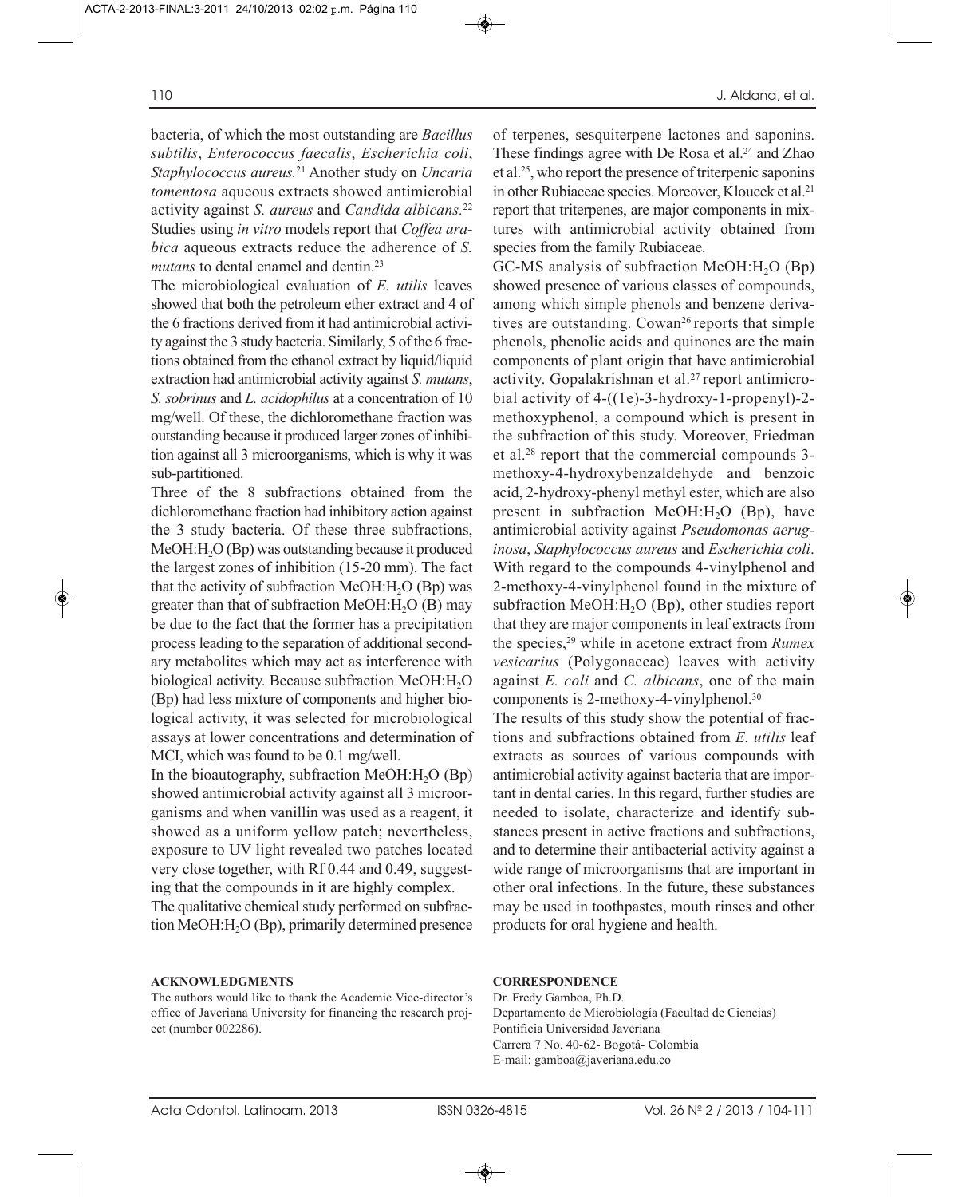bacteria, of which the most outstanding are *Bacillus subtilis*, *Enterococcus faecalis*, *Escherichia coli*, *Staphylococcus aureus.*[21] Another study on *Uncaria tomentosa* aqueous extracts showed antimicrobial activity against *S. aureus* and *Candida albicans.*[22] Studies using *in vitro* models report that *Coffea arabica* aqueous extracts reduce the adherence of *S. mutans* to dental enamel and dentin.[23]

The microbiological evaluation of *E. utilis* leaves showed that both the petroleum ether extract and 4 of the 6 fractions derived from it had antimicrobial activity against the 3 study bacteria. Similarly, 5 of the 6 fractions obtained from the ethanol extract by liquid/liquid extraction had antimicrobial activity against *S. mutans*, *S. sobrinus* and *L. acidophilus* at a concentration of 10 mg/well. Of these, the dichloromethane fraction was outstanding because it produced larger zones of inhibition against all 3 microorganisms, which is why it was sub-partitioned.

Three of the 8 subfractions obtained from the dichloromethane fraction had inhibitory action against the 3 study bacteria. Of these three subfractions, MeOH:$H_2O$ (Bp) was outstanding because it produced the largest zones of inhibition (15-20 mm). The fact that the activity of subfraction MeOH:$H_2O$ (Bp) was greater than that of subfraction MeOH:$H_2O$ (B) may be due to the fact that the former has a precipitation process leading to the separation of additional secondary metabolites which may act as interference with biological activity. Because subfraction MeOH:$H_2O$ (Bp) had less mixture of components and higher biological activity, it was selected for microbiological assays at lower concentrations and determination of MCI, which was found to be 0.1 mg/well.

In the bioautography, subfraction MeOH:$H_2O$ (Bp) showed antimicrobial activity against all 3 microorganisms and when vanillin was used as a reagent, it showed as a uniform yellow patch; nevertheless, exposure to UV light revealed two patches located very close together, with Rf 0.44 and 0.49, suggesting that the compounds in it are highly complex.

The qualitative chemical study performed on subfraction MeOH:$H_2O$ (Bp), primarily determined presence of terpenes, sesquiterpene lactones and saponins. These findings agree with De Rosa et al.[24] and Zhao et al.[25], who report the presence of triterpenic saponins in other Rubiaceae species. Moreover, Kloucek et al.[21] report that triterpenes, are major components in mixtures with antimicrobial activity obtained from species from the family Rubiaceae.

GC-MS analysis of subfraction MeOH:$H_2O$ (Bp) showed presence of various classes of compounds, among which simple phenols and benzene derivatives are outstanding. Cowan[26] reports that simple phenols, phenolic acids and quinones are the main components of plant origin that have antimicrobial activity. Gopalakrishnan et al.[27] report antimicrobial activity of 4-((1e)-3-hydroxy-1-propenyl)-2-methoxyphenol, a compound which is present in the subfraction of this study. Moreover, Friedman et al.[28] report that the commercial compounds 3-methoxy-4-hydroxybenzaldehyde and benzoic acid, 2-hydroxy-phenyl methyl ester, which are also present in subfraction MeOH:$H_2O$ (Bp), have antimicrobial activity against *Pseudomonas aeruginosa*, *Staphylococcus aureus* and *Escherichia coli*. With regard to the compounds 4-vinylphenol and 2-methoxy-4-vinylphenol found in the mixture of subfraction MeOH:$H_2O$ (Bp), other studies report that they are major components in leaf extracts from the species,[29] while in acetone extract from *Rumex vesicarius* (Polygonaceae) leaves with activity against *E. coli* and *C. albicans*, one of the main components is 2-methoxy-4-vinylphenol.[30]

The results of this study show the potential of fractions and subfractions obtained from *E. utilis* leaf extracts as sources of various compounds with antimicrobial activity against bacteria that are important in dental caries. In this regard, further studies are needed to isolate, characterize and identify substances present in active fractions and subfractions, and to determine their antibacterial activity against a wide range of microorganisms that are important in other oral infections. In the future, these substances may be used in toothpastes, mouth rinses and other products for oral hygiene and health.

## ACKNOWLEDGMENTS

The authors would like to thank the Academic Vice-director's office of Javeriana University for financing the research project (number 002286).

## CORRESPONDENCE

Dr. Fredy Gamboa, Ph.D.
Departamento de Microbiología (Facultad de Ciencias)
Pontificia Universidad Javeriana
Carrera 7 No. 40-62- Bogotá- Colombia
E-mail: gamboa@javeriana.edu.co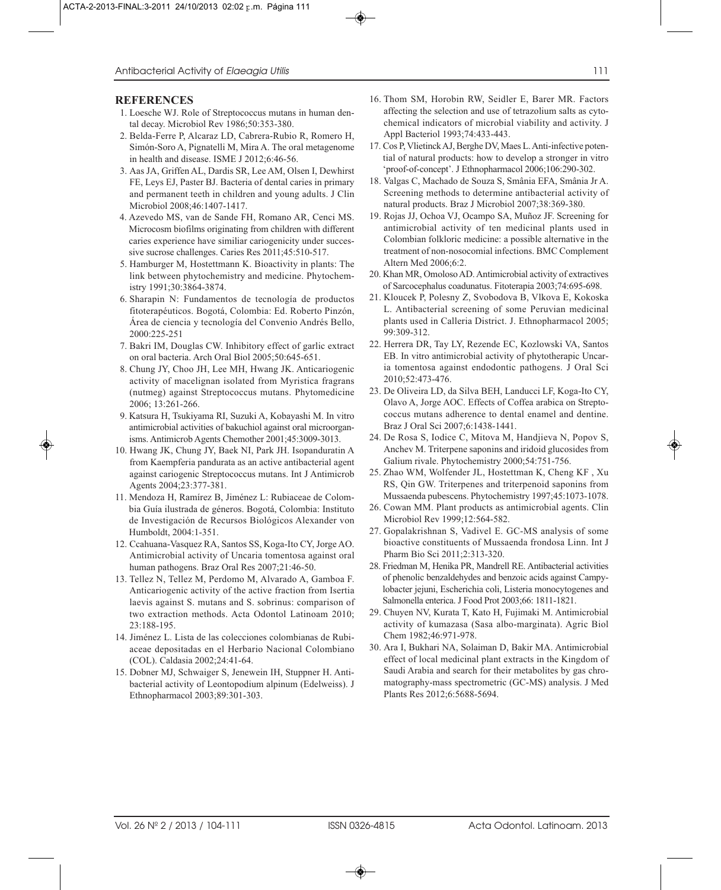## REFERENCES

1. Loesche WJ. Role of Streptococcus mutans in human dental decay. Microbiol Rev 1986;50:353-380.
2. Belda-Ferre P, Alcaraz LD, Cabrera-Rubio R, Romero H, Simón-Soro A, Pignatelli M, Mira A. The oral metagenome in health and disease. ISME J 2012;6:46-56.
3. Aas JA, Griffen AL, Dardis SR, Lee AM, Olsen I, Dewhirst FE, Leys EJ, Paster BJ. Bacteria of dental caries in primary and permanent teeth in children and young adults. J Clin Microbiol 2008;46:1407-1417.
4. Azevedo MS, van de Sande FH, Romano AR, Cenci MS. Microcosm biofilms originating from children with different caries experience have similiar cariogenicity under successive sucrose challenges. Caries Res 2011;45:510-517.
5. Hamburger M, Hostettmann K. Bioactivity in plants: The link between phytochemistry and medicine. Phytochemistry 1991;30:3864-3874.
6. Sharapin N: Fundamentos de tecnología de productos fitoterapéuticos. Bogotá, Colombia: Ed. Roberto Pinzón, Área de ciencia y tecnología del Convenio Andrés Bello, 2000:225-251
7. Bakri IM, Douglas CW. Inhibitory effect of garlic extract on oral bacteria. Arch Oral Biol 2005;50:645-651.
8. Chung JY, Choo JH, Lee MH, Hwang JK. Anticariogenic activity of macelignan isolated from Myristica fragrans (nutmeg) against Streptococcus mutans. Phytomedicine 2006; 13:261-266.
9. Katsura H, Tsukiyama RI, Suzuki A, Kobayashi M. In vitro antimicrobial activities of bakuchiol against oral microorganisms. Antimicrob Agents Chemother 2001;45:3009-3013.
10. Hwang JK, Chung JY, Baek NI, Park JH. Isopanduratin A from Kaempferia pandurata as an active antibacterial agent against cariogenic Streptococcus mutans. Int J Antimicrob Agents 2004;23:377-381.
11. Mendoza H, Ramírez B, Jiménez L: Rubiaceae de Colombia Guía ilustrada de géneros. Bogotá, Colombia: Instituto de Investigación de Recursos Biológicos Alexander von Humboldt, 2004:1-351.
12. Ccahuana-Vasquez RA, Santos SS, Koga-Ito CY, Jorge AO. Antimicrobial activity of Uncaria tomentosa against oral human pathogens. Braz Oral Res 2007;21:46-50.
13. Tellez N, Tellez M, Perdomo M, Alvarado A, Gamboa F. Anticariogenic activity of the active fraction from Isertia laevis against S. mutans and S. sobrinus: comparison of two extraction methods. Acta Odontol Latinoam 2010; 23:188-195.
14. Jiménez L. Lista de las colecciones colombianas de Rubiaceae depositadas en el Herbario Nacional Colombiano (COL). Caldasia 2002;24:41-64.
15. Dobner MJ, Schwaiger S, Jenewein IH, Stuppner H. Antibacterial activity of Leontopodium alpinum (Edelweiss). J Ethnopharmacol 2003;89:301-303.
16. Thom SM, Horobin RW, Seidler E, Barer MR. Factors affecting the selection and use of tetrazolium salts as cytochemical indicators of microbial viability and activity. J Appl Bacteriol 1993;74:433-443.
17. Cos P, Vlietinck AJ, Berghe DV, Maes L. Anti-infective potential of natural products: how to develop a stronger in vitro 'proof-of-concept'. J Ethnopharmacol 2006;106:290-302.
18. Valgas C, Machado de Souza S, Smânia EFA, Smânia Jr A. Screening methods to determine antibacterial activity of natural products. Braz J Microbiol 2007;38:369-380.
19. Rojas JJ, Ochoa VJ, Ocampo SA, Muñoz JF. Screening for antimicrobial activity of ten medicinal plants used in Colombian folkloric medicine: a possible alternative in the treatment of non-nosocomial infections. BMC Complement Altern Med 2006;6:2.
20. Khan MR, Omoloso AD. Antimicrobial activity of extractives of Sarcocephalus coadunatus. Fitoterapia 2003;74:695-698.
21. Kloucek P, Polesny Z, Svobodova B, Vlkova E, Kokoska L. Antibacterial screening of some Peruvian medicinal plants used in Calleria District. J. Ethnopharmacol 2005; 99:309-312.
22. Herrera DR, Tay LY, Rezende EC, Kozlowski VA, Santos EB. In vitro antimicrobial activity of phytotherapic Uncaria tomentosa against endodontic pathogens. J Oral Sci 2010;52:473-476.
23. De Oliveira LD, da Silva BEH, Landucci LF, Koga-Ito CY, Olavo A, Jorge AOC. Effects of Coffea arabica on Streptococcus mutans adherence to dental enamel and dentine. Braz J Oral Sci 2007;6:1438-1441.
24. De Rosa S, Iodice C, Mitova M, Handjieva N, Popov S, Anchev M. Triterpene saponins and iridoid glucosides from Galium rivale. Phytochemistry 2000;54:751-756.
25. Zhao WM, Wolfender JL, Hostettman K, Cheng KF , Xu RS, Qin GW. Triterpenes and triterpenoid saponins from Mussaenda pubescens. Phytochemistry 1997;45:1073-1078.
26. Cowan MM. Plant products as antimicrobial agents. Clin Microbiol Rev 1999;12:564-582.
27. Gopalakrishnan S, Vadivel E. GC-MS analysis of some bioactive constituents of Mussaenda frondosa Linn. Int J Pharm Bio Sci 2011;2:313-320.
28. Friedman M, Henika PR, Mandrell RE. Antibacterial activities of phenolic benzaldehydes and benzoic acids against Campylobacter jejuni, Escherichia coli, Listeria monocytogenes and Salmonella enterica. J Food Prot 2003;66: 1811-1821.
29. Chuyen NV, Kurata T, Kato H, Fujimaki M. Antimicrobial activity of kumazasa (Sasa albo-marginata). Agric Biol Chem 1982;46:971-978.
30. Ara I, Bukhari NA, Solaiman D, Bakir MA. Antimicrobial effect of local medicinal plant extracts in the Kingdom of Saudi Arabia and search for their metabolites by gas chromatography-mass spectrometric (GC-MS) analysis. J Med Plants Res 2012;6:5688-5694.